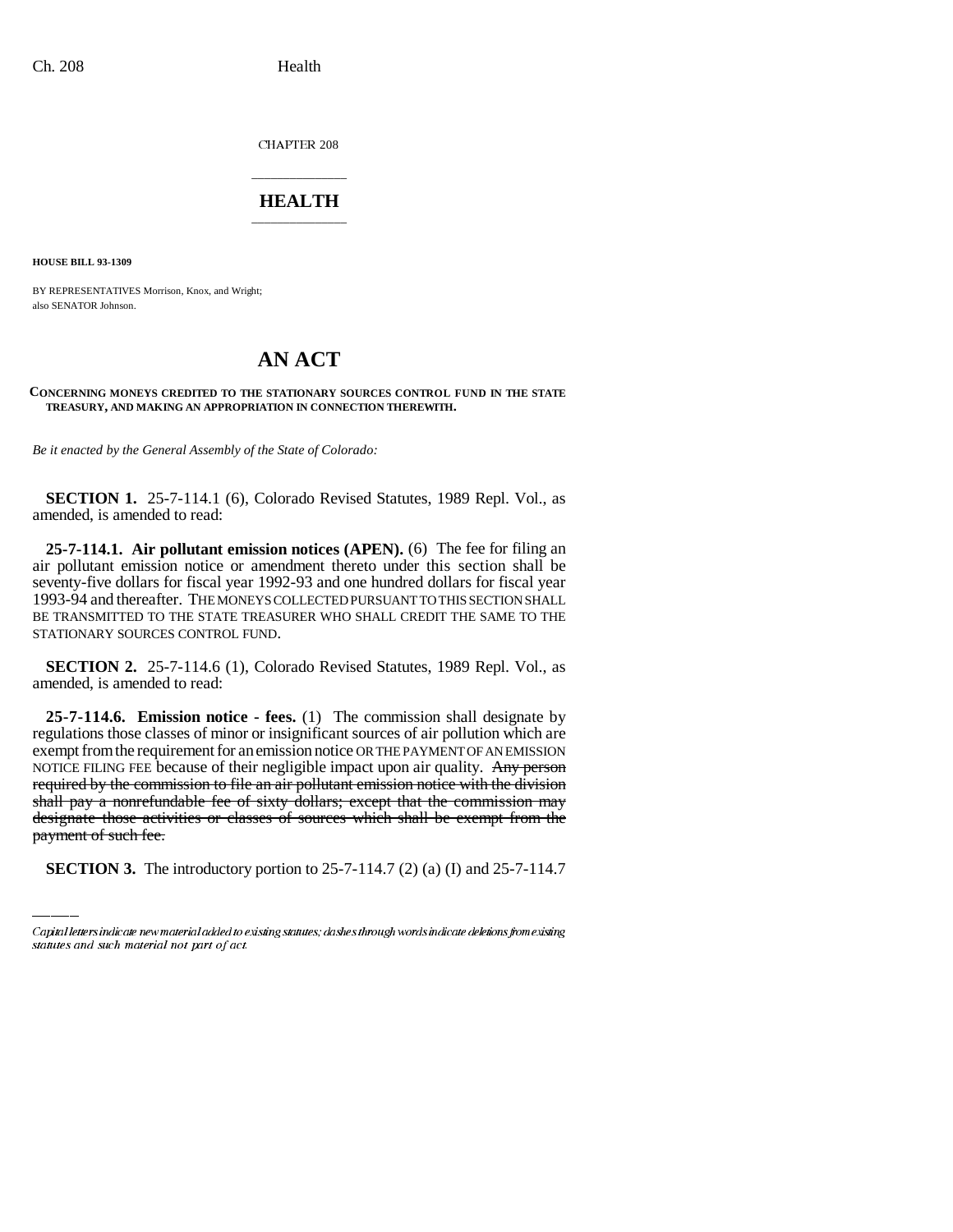CHAPTER 208

# HEALTH

**HOUSE BILL 93-1309**

BY REPRESENTATIVES Morrison, Knox, and Wright;
also SENATOR Johnson.

# AN ACT

**CONCERNING MONEYS CREDITED TO THE STATIONARY SOURCES CONTROL FUND IN THE STATE TREASURY, AND MAKING AN APPROPRIATION IN CONNECTION THEREWITH.**

*Be it enacted by the General Assembly of the State of Colorado:*

**SECTION 1.** 25-7-114.1 (6), Colorado Revised Statutes, 1989 Repl. Vol., as amended, is amended to read:

**25-7-114.1. Air pollutant emission notices (APEN).** (6) The fee for filing an air pollutant emission notice or amendment thereto under this section shall be seventy-five dollars for fiscal year 1992-93 and one hundred dollars for fiscal year 1993-94 and thereafter. THE MONEYS COLLECTED PURSUANT TO THIS SECTION SHALL BE TRANSMITTED TO THE STATE TREASURER WHO SHALL CREDIT THE SAME TO THE STATIONARY SOURCES CONTROL FUND.

**SECTION 2.** 25-7-114.6 (1), Colorado Revised Statutes, 1989 Repl. Vol., as amended, is amended to read:

**25-7-114.6. Emission notice - fees.** (1) The commission shall designate by regulations those classes of minor or insignificant sources of air pollution which are exempt from the requirement for an emission notice OR THE PAYMENT OF AN EMISSION NOTICE FILING FEE because of their negligible impact upon air quality. ~~Any person required by the commission to file an air pollutant emission notice with the division shall pay a nonrefundable fee of sixty dollars; except that the commission may designate those activities or classes of sources which shall be exempt from the payment of such fee.~~

**SECTION 3.** The introductory portion to 25-7-114.7 (2) (a) (I) and 25-7-114.7

Capital letters indicate new material added to existing statutes; dashes through words indicate deletions from existing statutes and such material not part of act.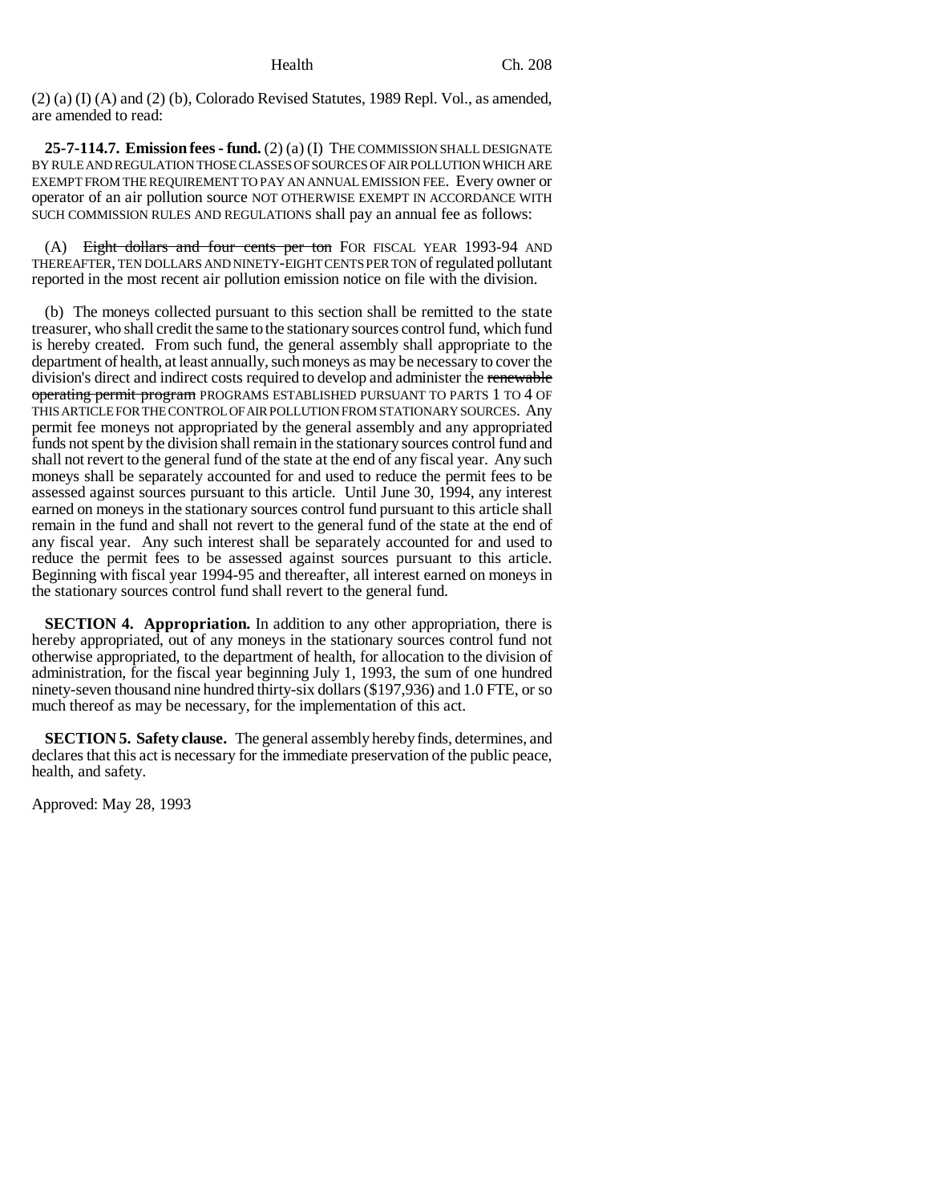(2) (a) (I) (A) and (2) (b), Colorado Revised Statutes, 1989 Repl. Vol., as amended, are amended to read:

**25-7-114.7. Emission fees - fund.** (2) (a) (I) THE COMMISSION SHALL DESIGNATE BY RULE AND REGULATION THOSE CLASSES OF SOURCES OF AIR POLLUTION WHICH ARE EXEMPT FROM THE REQUIREMENT TO PAY AN ANNUAL EMISSION FEE. Every owner or operator of an air pollution source NOT OTHERWISE EXEMPT IN ACCORDANCE WITH SUCH COMMISSION RULES AND REGULATIONS shall pay an annual fee as follows:

(A) ~~Eight dollars and four cents per ton~~ FOR FISCAL YEAR 1993-94 AND THEREAFTER, TEN DOLLARS AND NINETY-EIGHT CENTS PER TON of regulated pollutant reported in the most recent air pollution emission notice on file with the division.

(b) The moneys collected pursuant to this section shall be remitted to the state treasurer, who shall credit the same to the stationary sources control fund, which fund is hereby created. From such fund, the general assembly shall appropriate to the department of health, at least annually, such moneys as may be necessary to cover the division's direct and indirect costs required to develop and administer the ~~renewable operating permit program~~ PROGRAMS ESTABLISHED PURSUANT TO PARTS 1 TO 4 OF THIS ARTICLE FOR THE CONTROL OF AIR POLLUTION FROM STATIONARY SOURCES. Any permit fee moneys not appropriated by the general assembly and any appropriated funds not spent by the division shall remain in the stationary sources control fund and shall not revert to the general fund of the state at the end of any fiscal year. Any such moneys shall be separately accounted for and used to reduce the permit fees to be assessed against sources pursuant to this article. Until June 30, 1994, any interest earned on moneys in the stationary sources control fund pursuant to this article shall remain in the fund and shall not revert to the general fund of the state at the end of any fiscal year. Any such interest shall be separately accounted for and used to reduce the permit fees to be assessed against sources pursuant to this article. Beginning with fiscal year 1994-95 and thereafter, all interest earned on moneys in the stationary sources control fund shall revert to the general fund.

**SECTION 4. Appropriation.** In addition to any other appropriation, there is hereby appropriated, out of any moneys in the stationary sources control fund not otherwise appropriated, to the department of health, for allocation to the division of administration, for the fiscal year beginning July 1, 1993, the sum of one hundred ninety-seven thousand nine hundred thirty-six dollars ($197,936) and 1.0 FTE, or so much thereof as may be necessary, for the implementation of this act.

**SECTION 5. Safety clause.** The general assembly hereby finds, determines, and declares that this act is necessary for the immediate preservation of the public peace, health, and safety.

Approved: May 28, 1993